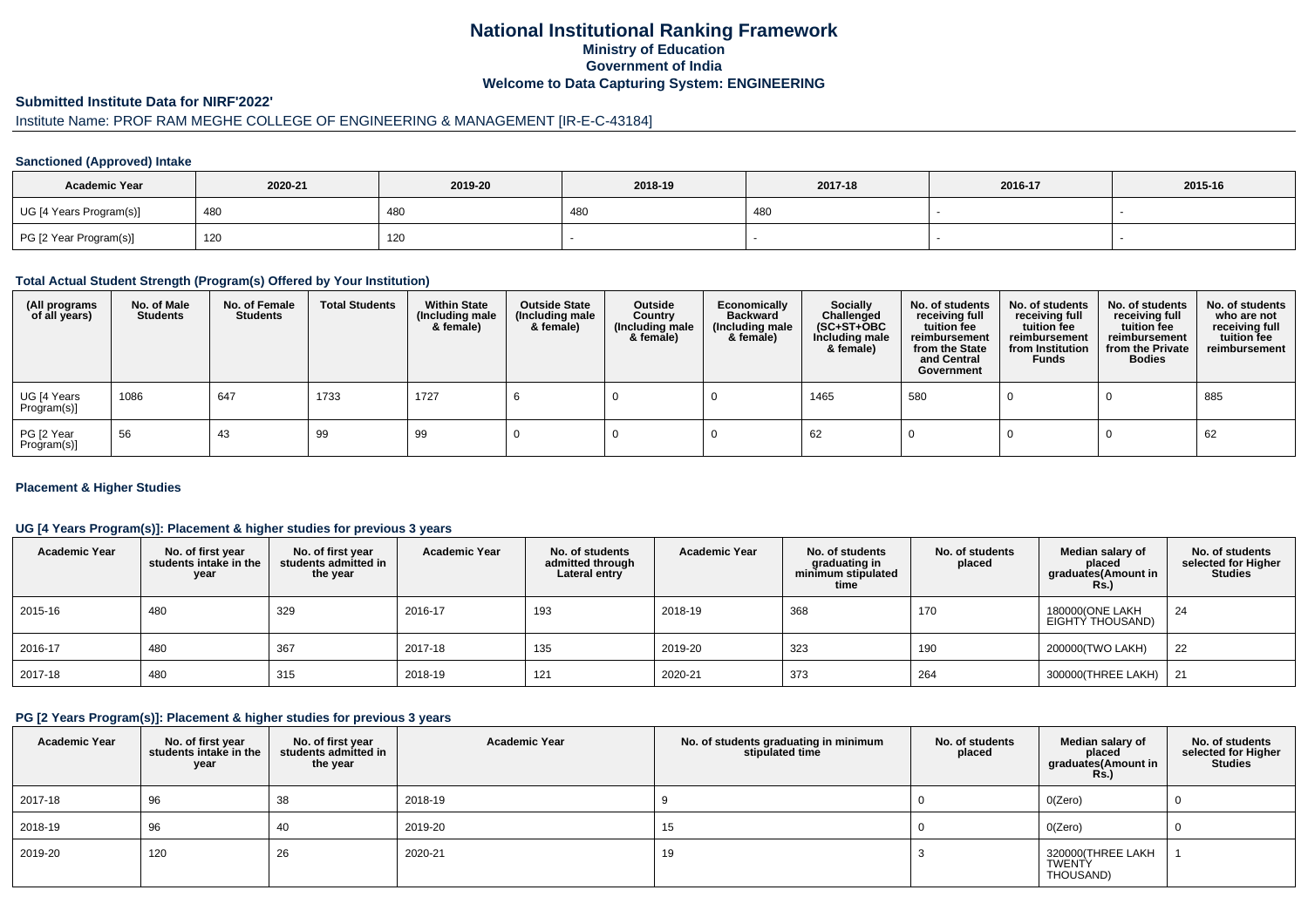# National Institutional Ranking Framework

## Ministry of Education

## Government of India

## Welcome to Data Capturing System: ENGINEERING

### Submitted Institute Data for NIRF'2022'

Institute Name: PROF RAM MEGHE COLLEGE OF ENGINEERING & MANAGEMENT [IR-E-C-43184]

#### Sanctioned (Approved) Intake

| Academic Year | 2020-21 | 2019-20 | 2018-19 | 2017-18 | 2016-17 | 2015-16 |
|---|---|---|---|---|---|---|
| UG [4 Years Program(s)] | 480 | 480 | 480 | 480 | - | - |
| PG [2 Year Program(s)] | 120 | 120 | - | - | - | - |

#### Total Actual Student Strength (Program(s) Offered by Your Institution)

| (All programs of all years) | No. of Male Students | No. of Female Students | Total Students | Within State (Including male & female) | Outside State (Including male & female) | Outside Country (Including male & female) | Economically Backward (Including male & female) | Socially Challenged (SC+ST+OBC Including male & female) | No. of students receiving full tuition fee reimbursement from the State and Central Government | No. of students receiving full tuition fee reimbursement from Institution Funds | No. of students receiving full tuition fee reimbursement from the Private Bodies | No. of students who are not receiving full tuition fee reimbursement |
|---|---|---|---|---|---|---|---|---|---|---|---|---|
| UG [4 Years Program(s)] | 1086 | 647 | 1733 | 1727 | 6 | 0 | 0 | 1465 | 580 | 0 | 0 | 885 |
| PG [2 Year Program(s)] | 56 | 43 | 99 | 99 | 0 | 0 | 0 | 62 | 0 | 0 | 0 | 62 |

#### Placement & Higher Studies

#### UG [4 Years Program(s)]: Placement & higher studies for previous 3 years

| Academic Year | No. of first year students intake in the year | No. of first year students admitted in the year | Academic Year | No. of students admitted through Lateral entry | Academic Year | No. of students graduating in minimum stipulated time | No. of students placed | Median salary of placed graduates(Amount in Rs.) | No. of students selected for Higher Studies |
|---|---|---|---|---|---|---|---|---|---|
| 2015-16 | 480 | 329 | 2016-17 | 193 | 2018-19 | 368 | 170 | 180000(ONE LAKH EIGHTY THOUSAND) | 24 |
| 2016-17 | 480 | 367 | 2017-18 | 135 | 2019-20 | 323 | 190 | 200000(TWO LAKH) | 22 |
| 2017-18 | 480 | 315 | 2018-19 | 121 | 2020-21 | 373 | 264 | 300000(THREE LAKH) | 21 |

#### PG [2 Years Program(s)]: Placement & higher studies for previous 3 years

| Academic Year | No. of first year students intake in the year | No. of first year students admitted in the year | Academic Year | No. of students graduating in minimum stipulated time | No. of students placed | Median salary of placed graduates(Amount in Rs.) | No. of students selected for Higher Studies |
|---|---|---|---|---|---|---|---|
| 2017-18 | 96 | 38 | 2018-19 | 9 | 0 | 0(Zero) | 0 |
| 2018-19 | 96 | 40 | 2019-20 | 15 | 0 | 0(Zero) | 0 |
| 2019-20 | 120 | 26 | 2020-21 | 19 | 3 | 320000(THREE LAKH TWENTY THOUSAND) | 1 |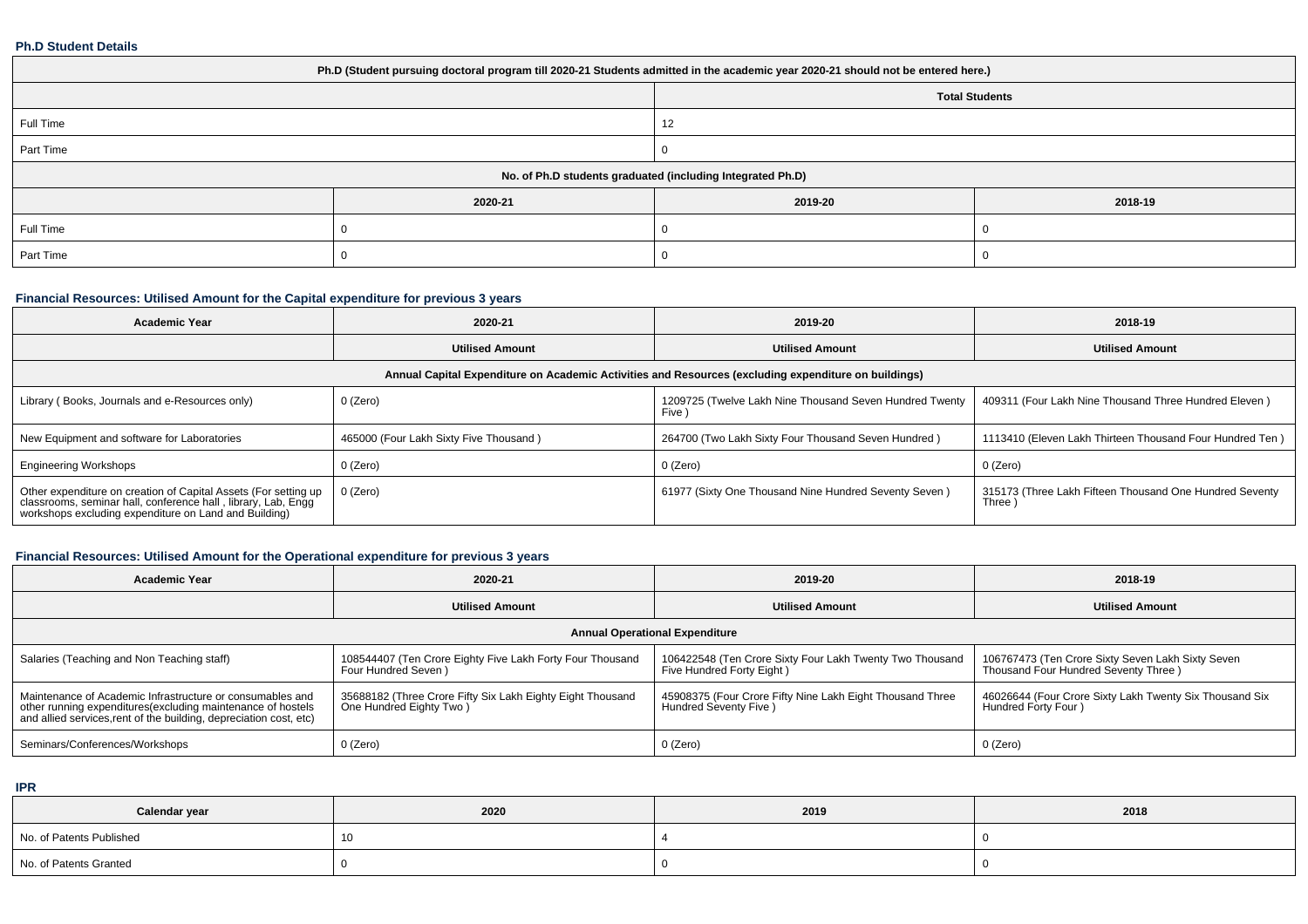**Ph.D Student Details**

| Ph.D (Student pursuing doctoral program till 2020-21 Students admitted in the academic year 2020-21 should not be entered here.) | | | |
|---|---|---|---|
| | | Total Students | |
| Full Time | | 12 | |
| Part Time | | 0 | |
| No. of Ph.D students graduated (including Integrated Ph.D) | | | |
| | 2020-21 | 2019-20 | 2018-19 |
| Full Time | 0 | 0 | 0 |
| Part Time | 0 | 0 | 0 |

**Financial Resources: Utilised Amount for the Capital expenditure for previous 3 years**

| Academic Year | 2020-21 | 2019-20 | 2018-19 |
|---|---|---|---|
| | Utilised Amount | Utilised Amount | Utilised Amount |
| Annual Capital Expenditure on Academic Activities and Resources (excluding expenditure on buildings) | | | |
| Library ( Books, Journals and e-Resources only) | 0 (Zero) | 1209725 (Twelve Lakh Nine Thousand Seven Hundred Twenty Five ) | 409311 (Four Lakh Nine Thousand Three Hundred Eleven ) |
| New Equipment and software for Laboratories | 465000 (Four Lakh Sixty Five Thousand ) | 264700 (Two Lakh Sixty Four Thousand Seven Hundred ) | 1113410 (Eleven Lakh Thirteen Thousand Four Hundred Ten ) |
| Engineering Workshops | 0 (Zero) | 0 (Zero) | 0 (Zero) |
| Other expenditure on creation of Capital Assets (For setting up classrooms, seminar hall, conference hall , library, Lab, Engg workshops excluding expenditure on Land and Building) | 0 (Zero) | 61977 (Sixty One Thousand Nine Hundred Seventy Seven ) | 315173 (Three Lakh Fifteen Thousand One Hundred Seventy Three ) |

**Financial Resources: Utilised Amount for the Operational expenditure for previous 3 years**

| Academic Year | 2020-21 | 2019-20 | 2018-19 |
|---|---|---|---|
| | Utilised Amount | Utilised Amount | Utilised Amount |
| Annual Operational Expenditure | | | |
| Salaries (Teaching and Non Teaching staff) | 108544407 (Ten Crore Eighty Five Lakh Forty Four Thousand Four Hundred Seven ) | 106422548 (Ten Crore Sixty Four Lakh Twenty Two Thousand Five Hundred Forty Eight ) | 106767473 (Ten Crore Sixty Seven Lakh Sixty Seven Thousand Four Hundred Seventy Three ) |
| Maintenance of Academic Infrastructure or consumables and other running expenditures(excluding maintenance of hostels and allied services,rent of the building, depreciation cost, etc) | 35688182 (Three Crore Fifty Six Lakh Eighty Eight Thousand One Hundred Eighty Two ) | 45908375 (Four Crore Fifty Nine Lakh Eight Thousand Three Hundred Seventy Five ) | 46026644 (Four Crore Sixty Lakh Twenty Six Thousand Six Hundred Forty Four ) |
| Seminars/Conferences/Workshops | 0 (Zero) | 0 (Zero) | 0 (Zero) |

**IPR**

| Calendar year | 2020 | 2019 | 2018 |
|---|---|---|---|
| No. of Patents Published | 10 | 4 | 0 |
| No. of Patents Granted | 0 | 0 | 0 |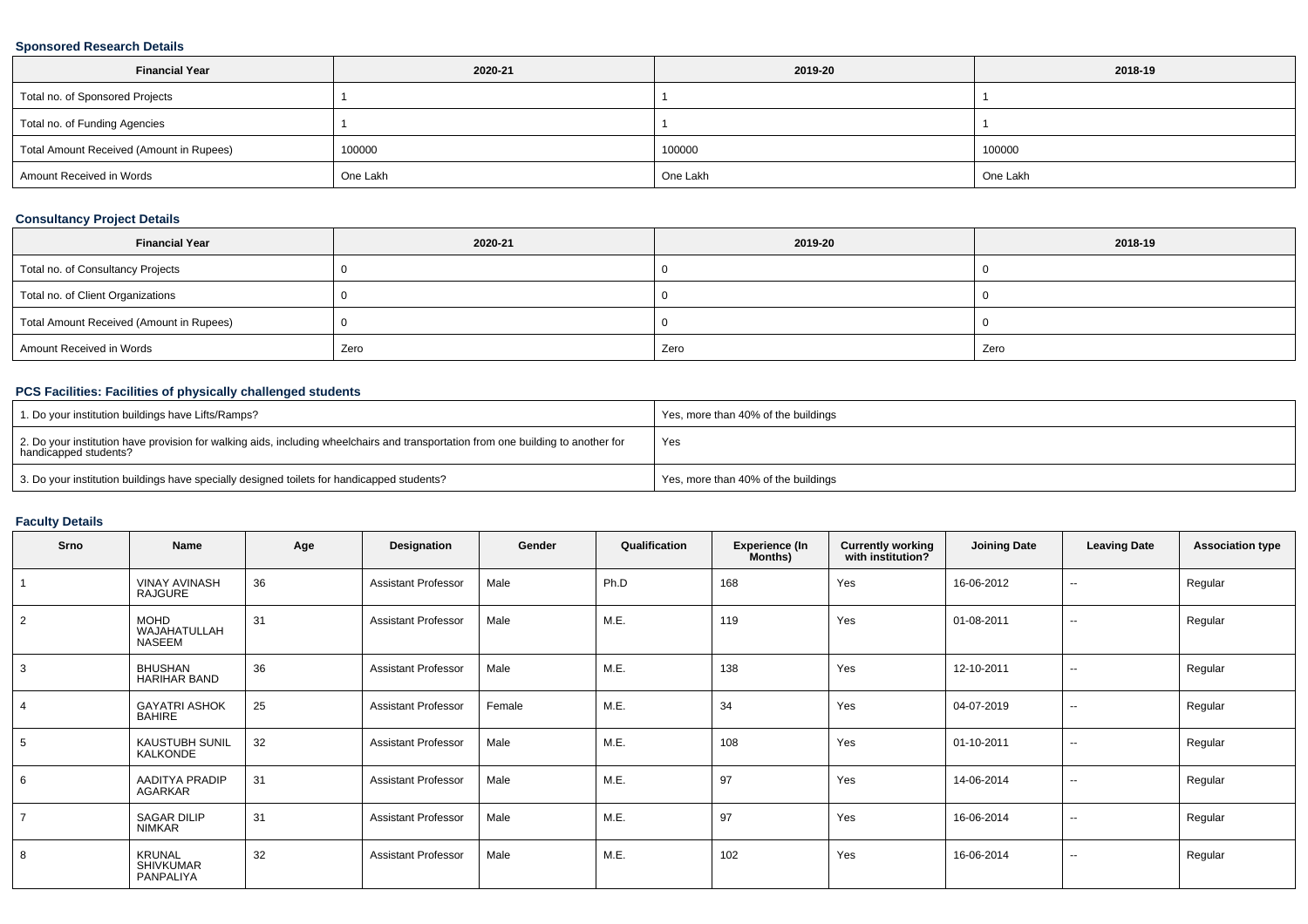### Sponsored Research Details

| Financial Year | 2020-21 | 2019-20 | 2018-19 |
|---|---|---|---|
| Total no. of Sponsored Projects | 1 | 1 | 1 |
| Total no. of Funding Agencies | 1 | 1 | 1 |
| Total Amount Received (Amount in Rupees) | 100000 | 100000 | 100000 |
| Amount Received in Words | One Lakh | One Lakh | One Lakh |

### Consultancy Project Details

| Financial Year | 2020-21 | 2019-20 | 2018-19 |
|---|---|---|---|
| Total no. of Consultancy Projects | 0 | 0 | 0 |
| Total no. of Client Organizations | 0 | 0 | 0 |
| Total Amount Received (Amount in Rupees) | 0 | 0 | 0 |
| Amount Received in Words | Zero | Zero | Zero |

### PCS Facilities: Facilities of physically challenged students

| | |
|---|---|
| 1. Do your institution buildings have Lifts/Ramps? | Yes, more than 40% of the buildings |
| 2. Do your institution have provision for walking aids, including wheelchairs and transportation from one building to another for handicapped students? | Yes |
| 3. Do your institution buildings have specially designed toilets for handicapped students? | Yes, more than 40% of the buildings |

### Faculty Details

| Srno | Name | Age | Designation | Gender | Qualification | Experience (In Months) | Currently working with institution? | Joining Date | Leaving Date | Association type |
|---|---|---|---|---|---|---|---|---|---|---|
| 1 | VINAY AVINASH RAJGURE | 36 | Assistant Professor | Male | Ph.D | 168 | Yes | 16-06-2012 | -- | Regular |
| 2 | MOHD WAJAHATULLAH NASEEM | 31 | Assistant Professor | Male | M.E. | 119 | Yes | 01-08-2011 | -- | Regular |
| 3 | BHUSHAN HARIHAR BAND | 36 | Assistant Professor | Male | M.E. | 138 | Yes | 12-10-2011 | -- | Regular |
| 4 | GAYATRI ASHOK BAHIRE | 25 | Assistant Professor | Female | M.E. | 34 | Yes | 04-07-2019 | -- | Regular |
| 5 | KAUSTUBH SUNIL KALKONDE | 32 | Assistant Professor | Male | M.E. | 108 | Yes | 01-10-2011 | -- | Regular |
| 6 | AADITYA PRADIP AGARKAR | 31 | Assistant Professor | Male | M.E. | 97 | Yes | 14-06-2014 | -- | Regular |
| 7 | SAGAR DILIP NIMKAR | 31 | Assistant Professor | Male | M.E. | 97 | Yes | 16-06-2014 | -- | Regular |
| 8 | KRUNAL SHIVKUMAR PANPALIYA | 32 | Assistant Professor | Male | M.E. | 102 | Yes | 16-06-2014 | -- | Regular |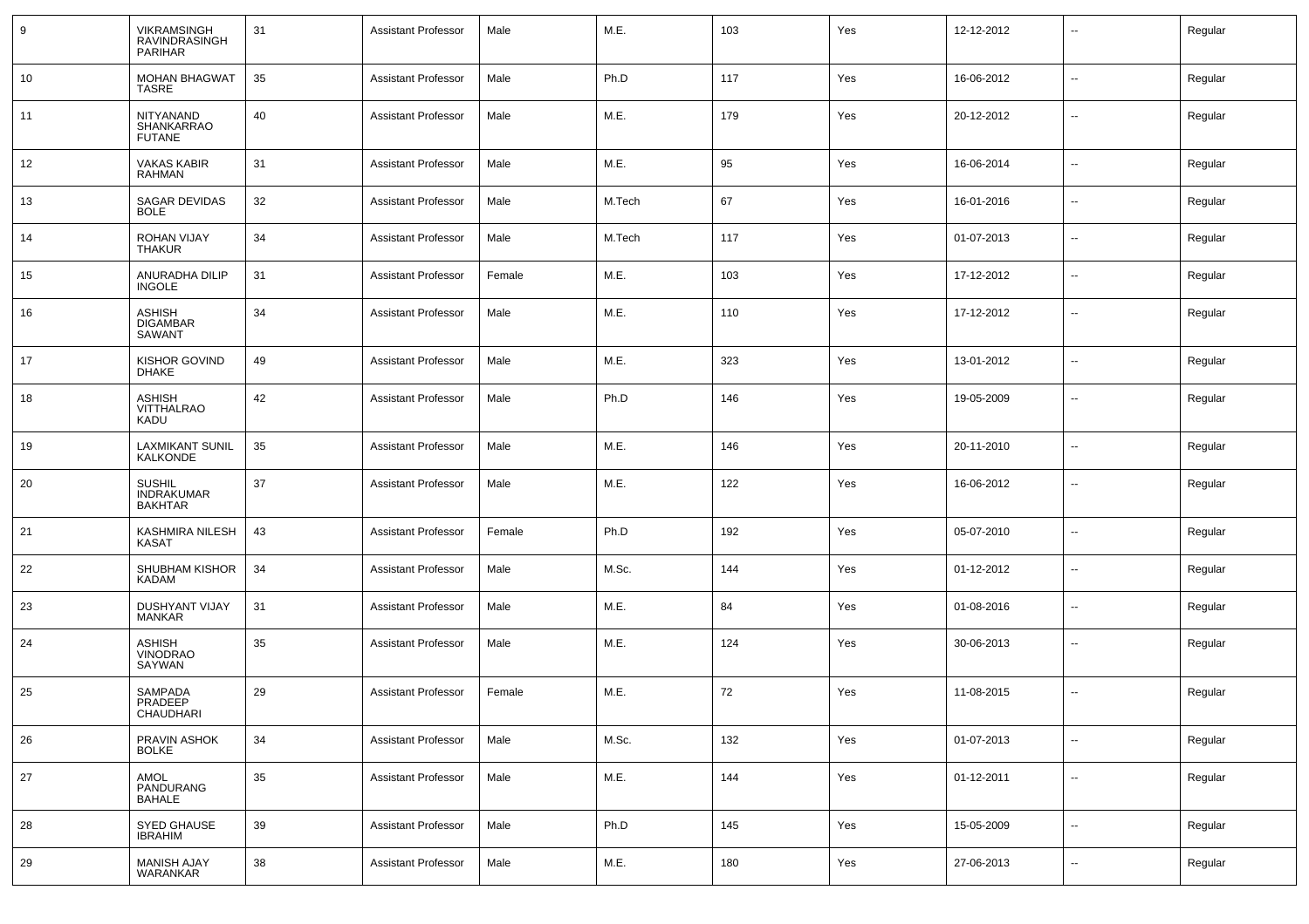| 9 | VIKRAMSINGH RAVINDRASINGH PARIHAR | 31 | Assistant Professor | Male | M.E. | 103 | Yes | 12-12-2012 | -- | Regular |
|---|---|---|---|---|---|---|---|---|---|---|
| 10 | MOHAN BHAGWAT TASRE | 35 | Assistant Professor | Male | Ph.D | 117 | Yes | 16-06-2012 | -- | Regular |
| 11 | NITYANAND SHANKARRAO FUTANE | 40 | Assistant Professor | Male | M.E. | 179 | Yes | 20-12-2012 | -- | Regular |
| 12 | VAKAS KABIR RAHMAN | 31 | Assistant Professor | Male | M.E. | 95 | Yes | 16-06-2014 | -- | Regular |
| 13 | SAGAR DEVIDAS BOLE | 32 | Assistant Professor | Male | M.Tech | 67 | Yes | 16-01-2016 | -- | Regular |
| 14 | ROHAN VIJAY THAKUR | 34 | Assistant Professor | Male | M.Tech | 117 | Yes | 01-07-2013 | -- | Regular |
| 15 | ANURADHA DILIP INGOLE | 31 | Assistant Professor | Female | M.E. | 103 | Yes | 17-12-2012 | -- | Regular |
| 16 | ASHISH DIGAMBAR SAWANT | 34 | Assistant Professor | Male | M.E. | 110 | Yes | 17-12-2012 | -- | Regular |
| 17 | KISHOR GOVIND DHAKE | 49 | Assistant Professor | Male | M.E. | 323 | Yes | 13-01-2012 | -- | Regular |
| 18 | ASHISH VITTHALRAO KADU | 42 | Assistant Professor | Male | Ph.D | 146 | Yes | 19-05-2009 | -- | Regular |
| 19 | LAXMIKANT SUNIL KALKONDE | 35 | Assistant Professor | Male | M.E. | 146 | Yes | 20-11-2010 | -- | Regular |
| 20 | SUSHIL INDRAKUMAR BAKHTAR | 37 | Assistant Professor | Male | M.E. | 122 | Yes | 16-06-2012 | -- | Regular |
| 21 | KASHMIRA NILESH KASAT | 43 | Assistant Professor | Female | Ph.D | 192 | Yes | 05-07-2010 | -- | Regular |
| 22 | SHUBHAM KISHOR KADAM | 34 | Assistant Professor | Male | M.Sc. | 144 | Yes | 01-12-2012 | -- | Regular |
| 23 | DUSHYANT VIJAY MANKAR | 31 | Assistant Professor | Male | M.E. | 84 | Yes | 01-08-2016 | -- | Regular |
| 24 | ASHISH VINODRAO SAYWAN | 35 | Assistant Professor | Male | M.E. | 124 | Yes | 30-06-2013 | -- | Regular |
| 25 | SAMPADA PRADEEP CHAUDHARI | 29 | Assistant Professor | Female | M.E. | 72 | Yes | 11-08-2015 | -- | Regular |
| 26 | PRAVIN ASHOK BOLKE | 34 | Assistant Professor | Male | M.Sc. | 132 | Yes | 01-07-2013 | -- | Regular |
| 27 | AMOL PANDURANG BAHALE | 35 | Assistant Professor | Male | M.E. | 144 | Yes | 01-12-2011 | -- | Regular |
| 28 | SYED GHAUSE IBRAHIM | 39 | Assistant Professor | Male | Ph.D | 145 | Yes | 15-05-2009 | -- | Regular |
| 29 | MANISH AJAY WARANKAR | 38 | Assistant Professor | Male | M.E. | 180 | Yes | 27-06-2013 | -- | Regular |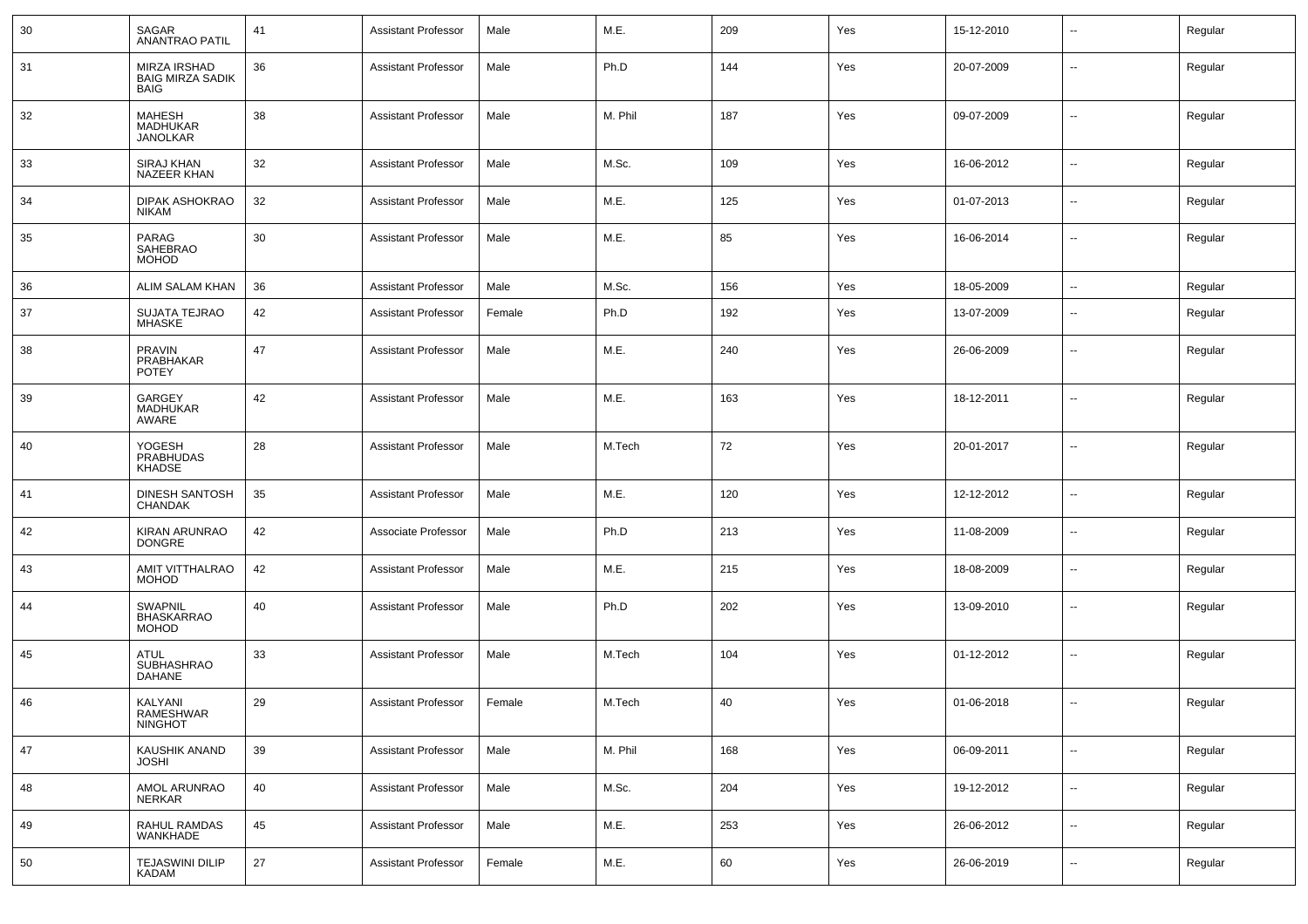| 30 | SAGAR ANANTRAO PATIL | 41 | Assistant Professor | Male | M.E. | 209 | Yes | 15-12-2010 | -- | Regular |
|---|---|---|---|---|---|---|---|---|---|---|
| 31 | MIRZA IRSHAD BAIG MIRZA SADIK BAIG | 36 | Assistant Professor | Male | Ph.D | 144 | Yes | 20-07-2009 | -- | Regular |
| 32 | MAHESH MADHUKAR JANOLKAR | 38 | Assistant Professor | Male | M. Phil | 187 | Yes | 09-07-2009 | -- | Regular |
| 33 | SIRAJ KHAN NAZEER KHAN | 32 | Assistant Professor | Male | M.Sc. | 109 | Yes | 16-06-2012 | -- | Regular |
| 34 | DIPAK ASHOKRAO NIKAM | 32 | Assistant Professor | Male | M.E. | 125 | Yes | 01-07-2013 | -- | Regular |
| 35 | PARAG SAHEBRAO MOHOD | 30 | Assistant Professor | Male | M.E. | 85 | Yes | 16-06-2014 | -- | Regular |
| 36 | ALIM SALAM KHAN | 36 | Assistant Professor | Male | M.Sc. | 156 | Yes | 18-05-2009 | -- | Regular |
| 37 | SUJATA TEJRAO MHASKE | 42 | Assistant Professor | Female | Ph.D | 192 | Yes | 13-07-2009 | -- | Regular |
| 38 | PRAVIN PRABHAKAR POTEY | 47 | Assistant Professor | Male | M.E. | 240 | Yes | 26-06-2009 | -- | Regular |
| 39 | GARGEY MADHUKAR AWARE | 42 | Assistant Professor | Male | M.E. | 163 | Yes | 18-12-2011 | -- | Regular |
| 40 | YOGESH PRABHUDAS KHADSE | 28 | Assistant Professor | Male | M.Tech | 72 | Yes | 20-01-2017 | -- | Regular |
| 41 | DINESH SANTOSH CHANDAK | 35 | Assistant Professor | Male | M.E. | 120 | Yes | 12-12-2012 | -- | Regular |
| 42 | KIRAN ARUNRAO DONGRE | 42 | Associate Professor | Male | Ph.D | 213 | Yes | 11-08-2009 | -- | Regular |
| 43 | AMIT VITTHALRAO MOHOD | 42 | Assistant Professor | Male | M.E. | 215 | Yes | 18-08-2009 | -- | Regular |
| 44 | SWAPNIL BHASKARRAO MOHOD | 40 | Assistant Professor | Male | Ph.D | 202 | Yes | 13-09-2010 | -- | Regular |
| 45 | ATUL SUBHASHRAO DAHANE | 33 | Assistant Professor | Male | M.Tech | 104 | Yes | 01-12-2012 | -- | Regular |
| 46 | KALYANI RAMESHWAR NINGHOT | 29 | Assistant Professor | Female | M.Tech | 40 | Yes | 01-06-2018 | -- | Regular |
| 47 | KAUSHIK ANAND JOSHI | 39 | Assistant Professor | Male | M. Phil | 168 | Yes | 06-09-2011 | -- | Regular |
| 48 | AMOL ARUNRAO NERKAR | 40 | Assistant Professor | Male | M.Sc. | 204 | Yes | 19-12-2012 | -- | Regular |
| 49 | RAHUL RAMDAS WANKHADE | 45 | Assistant Professor | Male | M.E. | 253 | Yes | 26-06-2012 | -- | Regular |
| 50 | TEJASWINI DILIP KADAM | 27 | Assistant Professor | Female | M.E. | 60 | Yes | 26-06-2019 | -- | Regular |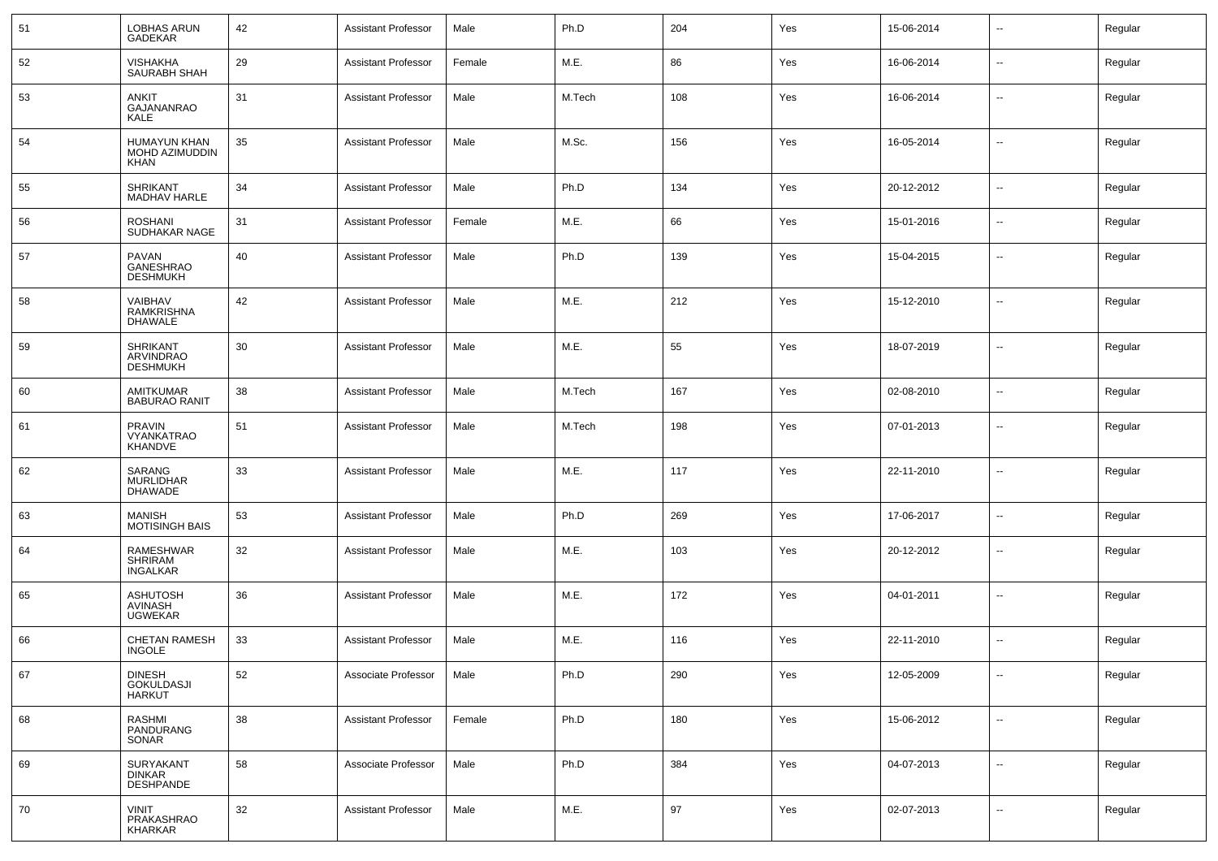| 51 | LOBHAS ARUN GADEKAR | 42 | Assistant Professor | Male | Ph.D | 204 | Yes | 15-06-2014 | -- | Regular |
|---|---|---|---|---|---|---|---|---|---|---|
| 52 | VISHAKHA SAURABH SHAH | 29 | Assistant Professor | Female | M.E. | 86 | Yes | 16-06-2014 | -- | Regular |
| 53 | ANKIT GAJANANRAO KALE | 31 | Assistant Professor | Male | M.Tech | 108 | Yes | 16-06-2014 | -- | Regular |
| 54 | HUMAYUN KHAN MOHD AZIMUDDIN KHAN | 35 | Assistant Professor | Male | M.Sc. | 156 | Yes | 16-05-2014 | -- | Regular |
| 55 | SHRIKANT MADHAV HARLE | 34 | Assistant Professor | Male | Ph.D | 134 | Yes | 20-12-2012 | -- | Regular |
| 56 | ROSHANI SUDHAKAR NAGE | 31 | Assistant Professor | Female | M.E. | 66 | Yes | 15-01-2016 | -- | Regular |
| 57 | PAVAN GANESHRAO DESHMUKH | 40 | Assistant Professor | Male | Ph.D | 139 | Yes | 15-04-2015 | -- | Regular |
| 58 | VAIBHAV RAMKRISHNA DHAWALE | 42 | Assistant Professor | Male | M.E. | 212 | Yes | 15-12-2010 | -- | Regular |
| 59 | SHRIKANT ARVINDRAO DESHMUKH | 30 | Assistant Professor | Male | M.E. | 55 | Yes | 18-07-2019 | -- | Regular |
| 60 | AMITKUMAR BABURAO RANIT | 38 | Assistant Professor | Male | M.Tech | 167 | Yes | 02-08-2010 | -- | Regular |
| 61 | PRAVIN VYANKATRAO KHANDVE | 51 | Assistant Professor | Male | M.Tech | 198 | Yes | 07-01-2013 | -- | Regular |
| 62 | SARANG MURLIDHAR DHAWADE | 33 | Assistant Professor | Male | M.E. | 117 | Yes | 22-11-2010 | -- | Regular |
| 63 | MANISH MOTISINGH BAIS | 53 | Assistant Professor | Male | Ph.D | 269 | Yes | 17-06-2017 | -- | Regular |
| 64 | RAMESHWAR SHRIRAM INGALKAR | 32 | Assistant Professor | Male | M.E. | 103 | Yes | 20-12-2012 | -- | Regular |
| 65 | ASHUTOSH AVINASH UGWEKAR | 36 | Assistant Professor | Male | M.E. | 172 | Yes | 04-01-2011 | -- | Regular |
| 66 | CHETAN RAMESH INGOLE | 33 | Assistant Professor | Male | M.E. | 116 | Yes | 22-11-2010 | -- | Regular |
| 67 | DINESH GOKULDASJI HARKUT | 52 | Associate Professor | Male | Ph.D | 290 | Yes | 12-05-2009 | -- | Regular |
| 68 | RASHMI PANDURANG SONAR | 38 | Assistant Professor | Female | Ph.D | 180 | Yes | 15-06-2012 | -- | Regular |
| 69 | SURYAKANT DINKAR DESHPANDE | 58 | Associate Professor | Male | Ph.D | 384 | Yes | 04-07-2013 | -- | Regular |
| 70 | VINIT PRAKASHRAO KHARKAR | 32 | Assistant Professor | Male | M.E. | 97 | Yes | 02-07-2013 | -- | Regular |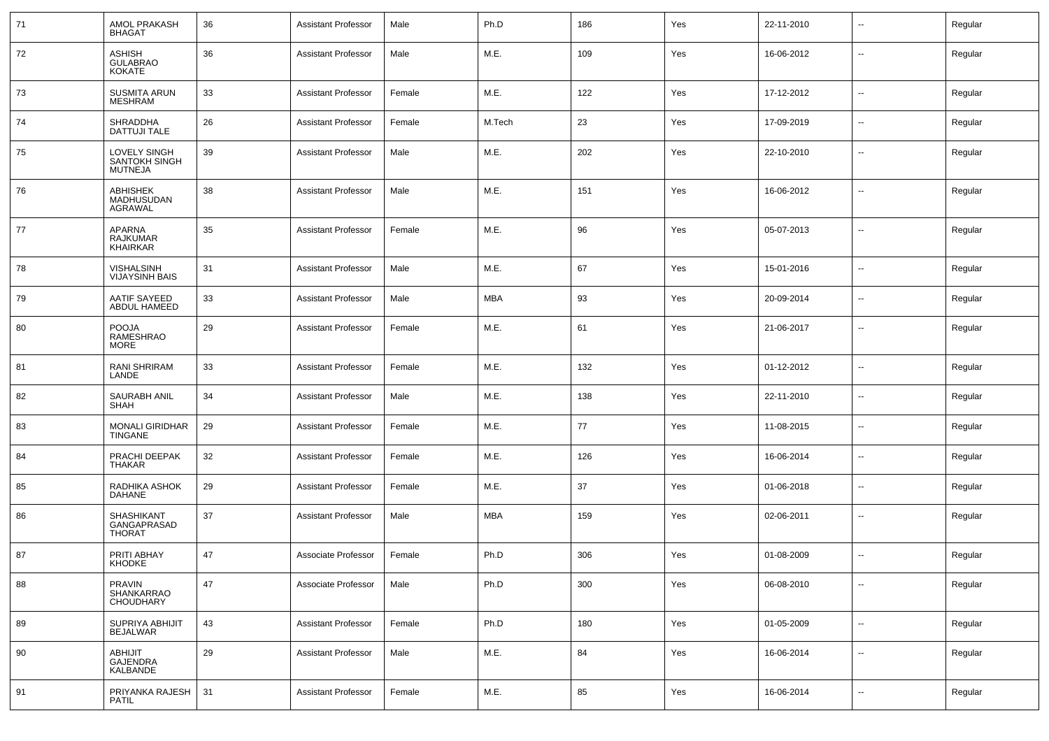| | | | | | | | | | | |
|---|---|---|---|---|---|---|---|---|---|---|
| 71 | AMOL PRAKASH BHAGAT | 36 | Assistant Professor | Male | Ph.D | 186 | Yes | 22-11-2010 | -- | Regular |
| 72 | ASHISH GULABRAO KOKATE | 36 | Assistant Professor | Male | M.E. | 109 | Yes | 16-06-2012 | -- | Regular |
| 73 | SUSMITA ARUN MESHRAM | 33 | Assistant Professor | Female | M.E. | 122 | Yes | 17-12-2012 | -- | Regular |
| 74 | SHRADDHA DATTUJI TALE | 26 | Assistant Professor | Female | M.Tech | 23 | Yes | 17-09-2019 | -- | Regular |
| 75 | LOVELY SINGH SANTOKH SINGH MUTNEJA | 39 | Assistant Professor | Male | M.E. | 202 | Yes | 22-10-2010 | -- | Regular |
| 76 | ABHISHEK MADHUSUDAN AGRAWAL | 38 | Assistant Professor | Male | M.E. | 151 | Yes | 16-06-2012 | -- | Regular |
| 77 | APARNA RAJKUMAR KHAIRKAR | 35 | Assistant Professor | Female | M.E. | 96 | Yes | 05-07-2013 | -- | Regular |
| 78 | VISHALSINH VIJAYSINH BAIS | 31 | Assistant Professor | Male | M.E. | 67 | Yes | 15-01-2016 | -- | Regular |
| 79 | AATIF SAYEED ABDUL HAMEED | 33 | Assistant Professor | Male | MBA | 93 | Yes | 20-09-2014 | -- | Regular |
| 80 | POOJA RAMESHRAO MORE | 29 | Assistant Professor | Female | M.E. | 61 | Yes | 21-06-2017 | -- | Regular |
| 81 | RANI SHRIRAM LANDE | 33 | Assistant Professor | Female | M.E. | 132 | Yes | 01-12-2012 | -- | Regular |
| 82 | SAURABH ANIL SHAH | 34 | Assistant Professor | Male | M.E. | 138 | Yes | 22-11-2010 | -- | Regular |
| 83 | MONALI GIRIDHAR TINGANE | 29 | Assistant Professor | Female | M.E. | 77 | Yes | 11-08-2015 | -- | Regular |
| 84 | PRACHI DEEPAK THAKAR | 32 | Assistant Professor | Female | M.E. | 126 | Yes | 16-06-2014 | -- | Regular |
| 85 | RADHIKA ASHOK DAHANE | 29 | Assistant Professor | Female | M.E. | 37 | Yes | 01-06-2018 | -- | Regular |
| 86 | SHASHIKANT GANGAPRASAD THORAT | 37 | Assistant Professor | Male | MBA | 159 | Yes | 02-06-2011 | -- | Regular |
| 87 | PRITI ABHAY KHODKE | 47 | Associate Professor | Female | Ph.D | 306 | Yes | 01-08-2009 | -- | Regular |
| 88 | PRAVIN SHANKARRAO CHOUDHARY | 47 | Associate Professor | Male | Ph.D | 300 | Yes | 06-08-2010 | -- | Regular |
| 89 | SUPRIYA ABHIJIT BEJALWAR | 43 | Assistant Professor | Female | Ph.D | 180 | Yes | 01-05-2009 | -- | Regular |
| 90 | ABHIJIT GAJENDRA KALBANDE | 29 | Assistant Professor | Male | M.E. | 84 | Yes | 16-06-2014 | -- | Regular |
| 91 | PRIYANKA RAJESH PATIL | 31 | Assistant Professor | Female | M.E. | 85 | Yes | 16-06-2014 | -- | Regular |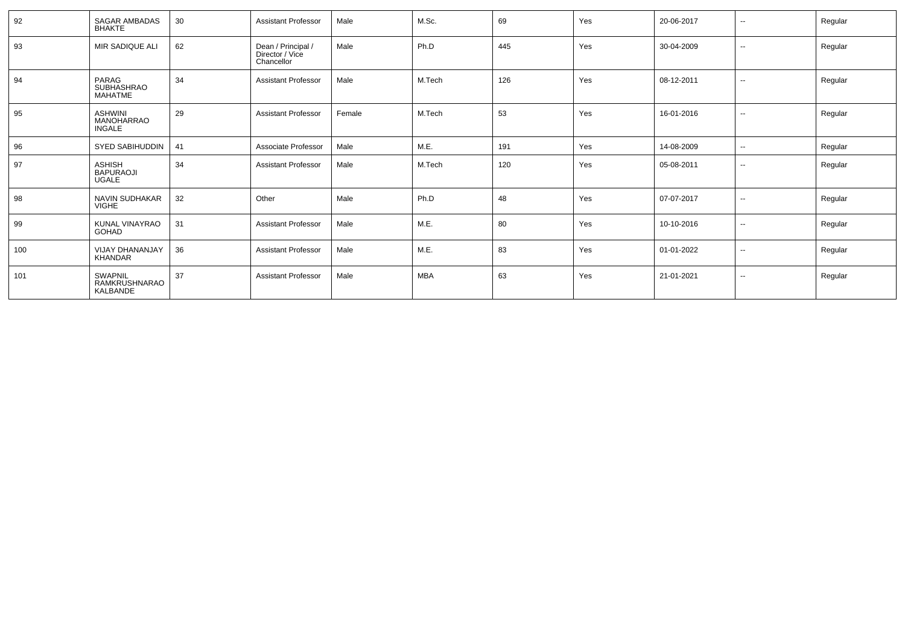| | | | | | | | | | | |
|---|---|---|---|---|---|---|---|---|---|---|
| 92 | SAGAR AMBADAS BHAKTE | 30 | Assistant Professor | Male | M.Sc. | 69 | Yes | 20-06-2017 | -- | Regular |
| 93 | MIR SADIQUE ALI | 62 | Dean / Principal / Director / Vice Chancellor | Male | Ph.D | 445 | Yes | 30-04-2009 | -- | Regular |
| 94 | PARAG SUBHASHRAO MAHATME | 34 | Assistant Professor | Male | M.Tech | 126 | Yes | 08-12-2011 | -- | Regular |
| 95 | ASHWINI MANOHARRAO INGALE | 29 | Assistant Professor | Female | M.Tech | 53 | Yes | 16-01-2016 | -- | Regular |
| 96 | SYED SABIHUDDIN | 41 | Associate Professor | Male | M.E. | 191 | Yes | 14-08-2009 | -- | Regular |
| 97 | ASHISH BAPURAOJI UGALE | 34 | Assistant Professor | Male | M.Tech | 120 | Yes | 05-08-2011 | -- | Regular |
| 98 | NAVIN SUDHAKAR VIGHE | 32 | Other | Male | Ph.D | 48 | Yes | 07-07-2017 | -- | Regular |
| 99 | KUNAL VINAYRAO GOHAD | 31 | Assistant Professor | Male | M.E. | 80 | Yes | 10-10-2016 | -- | Regular |
| 100 | VIJAY DHANANJAY KHANDAR | 36 | Assistant Professor | Male | M.E. | 83 | Yes | 01-01-2022 | -- | Regular |
| 101 | SWAPNIL RAMKRUSHNARAO KALBANDE | 37 | Assistant Professor | Male | MBA | 63 | Yes | 21-01-2021 | -- | Regular |